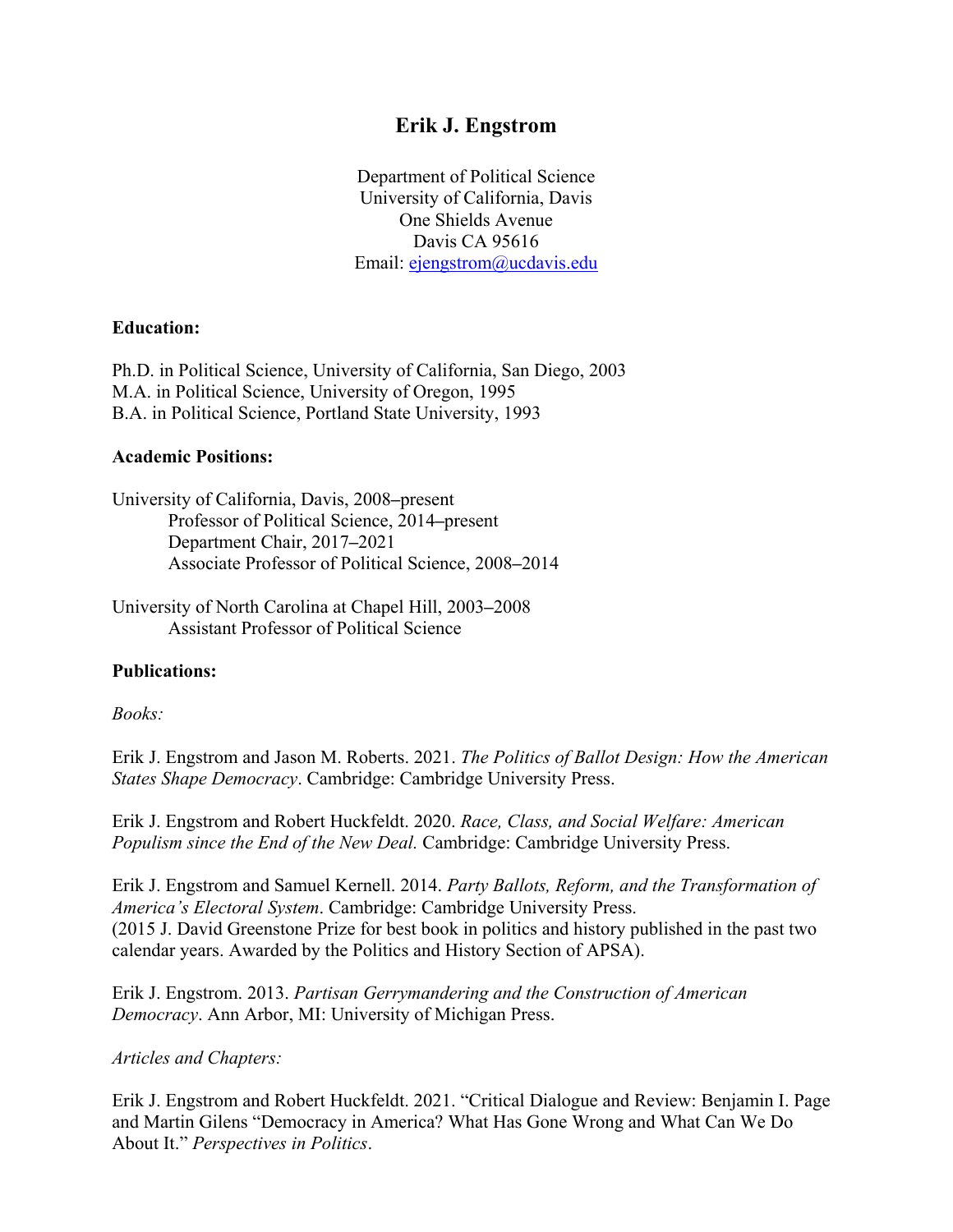# Erik J. Engstrom

Department of Political Science
University of California, Davis
One Shields Avenue
Davis CA 95616
Email: ejengstrom@ucdavis.edu

**Education:**

Ph.D. in Political Science, University of California, San Diego, 2003
M.A. in Political Science, University of Oregon, 1995
B.A. in Political Science, Portland State University, 1993

**Academic Positions:**

University of California, Davis, 2008–present
 Professor of Political Science, 2014–present
 Department Chair, 2017–2021
 Associate Professor of Political Science, 2008–2014

University of North Carolina at Chapel Hill, 2003–2008
 Assistant Professor of Political Science

**Publications:**

*Books:*

Erik J. Engstrom and Jason M. Roberts. 2021. *The Politics of Ballot Design: How the American States Shape Democracy*. Cambridge: Cambridge University Press.

Erik J. Engstrom and Robert Huckfeldt. 2020. *Race, Class, and Social Welfare: American Populism since the End of the New Deal.* Cambridge: Cambridge University Press.

Erik J. Engstrom and Samuel Kernell. 2014. *Party Ballots, Reform, and the Transformation of America's Electoral System*. Cambridge: Cambridge University Press.
(2015 J. David Greenstone Prize for best book in politics and history published in the past two calendar years. Awarded by the Politics and History Section of APSA).

Erik J. Engstrom. 2013. *Partisan Gerrymandering and the Construction of American Democracy*. Ann Arbor, MI: University of Michigan Press.

*Articles and Chapters:*

Erik J. Engstrom and Robert Huckfeldt. 2021. "Critical Dialogue and Review: Benjamin I. Page and Martin Gilens "Democracy in America? What Has Gone Wrong and What Can We Do About It." *Perspectives in Politics*.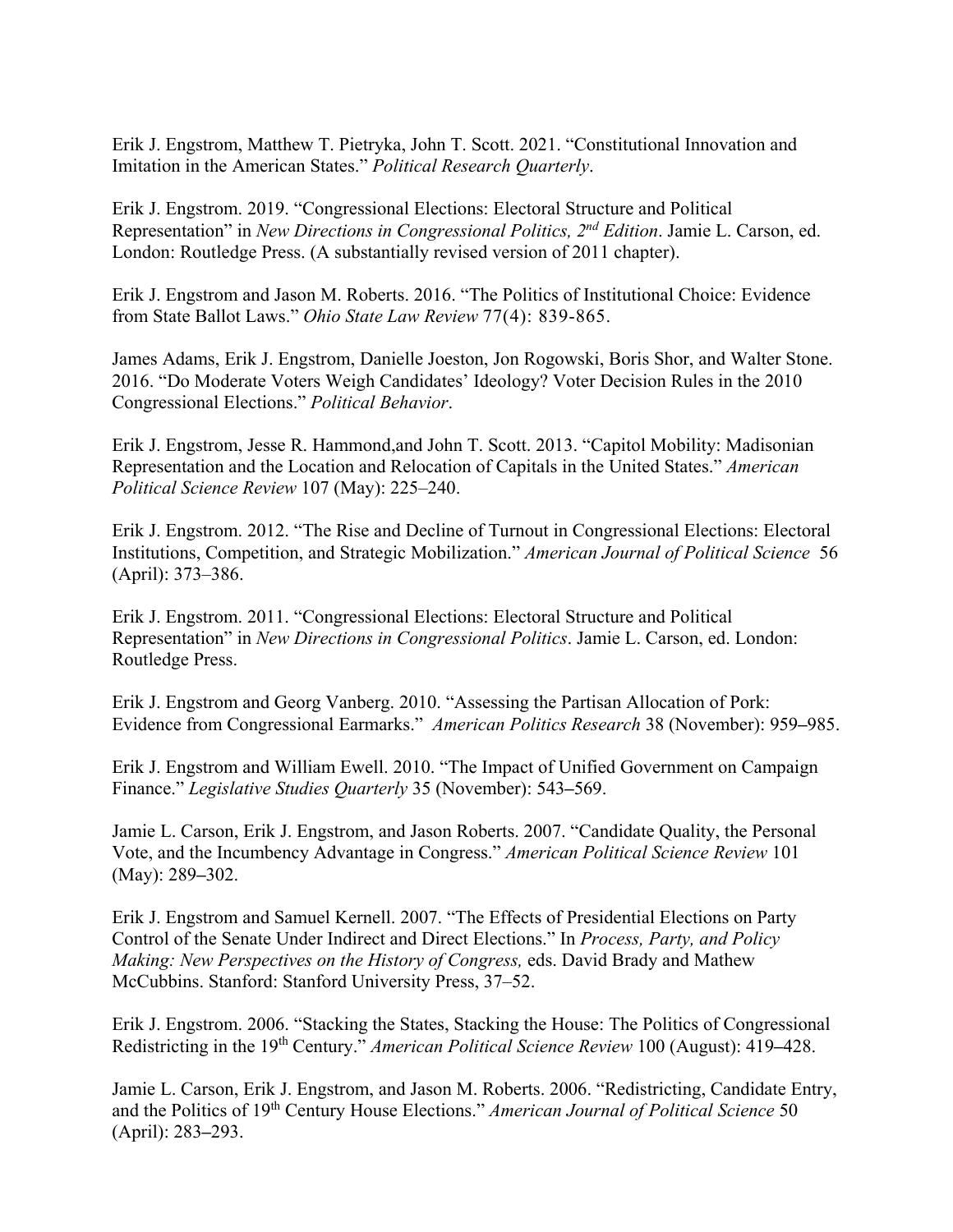Erik J. Engstrom, Matthew T. Pietryka, John T. Scott. 2021. "Constitutional Innovation and Imitation in the American States." *Political Research Quarterly*.

Erik J. Engstrom. 2019. "Congressional Elections: Electoral Structure and Political Representation" in *New Directions in Congressional Politics, 2nd Edition*. Jamie L. Carson, ed. London: Routledge Press. (A substantially revised version of 2011 chapter).

Erik J. Engstrom and Jason M. Roberts. 2016. "The Politics of Institutional Choice: Evidence from State Ballot Laws." *Ohio State Law Review* 77(4): 839-865.

James Adams, Erik J. Engstrom, Danielle Joeston, Jon Rogowski, Boris Shor, and Walter Stone. 2016. "Do Moderate Voters Weigh Candidates' Ideology? Voter Decision Rules in the 2010 Congressional Elections." *Political Behavior*.

Erik J. Engstrom, Jesse R. Hammond,and John T. Scott. 2013. "Capitol Mobility: Madisonian Representation and the Location and Relocation of Capitals in the United States." *American Political Science Review* 107 (May): 225–240.

Erik J. Engstrom. 2012. "The Rise and Decline of Turnout in Congressional Elections: Electoral Institutions, Competition, and Strategic Mobilization." *American Journal of Political Science* 56 (April): 373–386.

Erik J. Engstrom. 2011. "Congressional Elections: Electoral Structure and Political Representation" in *New Directions in Congressional Politics*. Jamie L. Carson, ed. London: Routledge Press.

Erik J. Engstrom and Georg Vanberg. 2010. "Assessing the Partisan Allocation of Pork: Evidence from Congressional Earmarks." *American Politics Research* 38 (November): 959–985.

Erik J. Engstrom and William Ewell. 2010. "The Impact of Unified Government on Campaign Finance." *Legislative Studies Quarterly* 35 (November): 543–569.

Jamie L. Carson, Erik J. Engstrom, and Jason Roberts. 2007. "Candidate Quality, the Personal Vote, and the Incumbency Advantage in Congress." *American Political Science Review* 101 (May): 289–302.

Erik J. Engstrom and Samuel Kernell. 2007. "The Effects of Presidential Elections on Party Control of the Senate Under Indirect and Direct Elections." In *Process, Party, and Policy Making: New Perspectives on the History of Congress,* eds. David Brady and Mathew McCubbins. Stanford: Stanford University Press, 37–52.

Erik J. Engstrom. 2006. "Stacking the States, Stacking the House: The Politics of Congressional Redistricting in the 19th Century." *American Political Science Review* 100 (August): 419–428.

Jamie L. Carson, Erik J. Engstrom, and Jason M. Roberts. 2006. "Redistricting, Candidate Entry, and the Politics of 19th Century House Elections." *American Journal of Political Science* 50 (April): 283–293.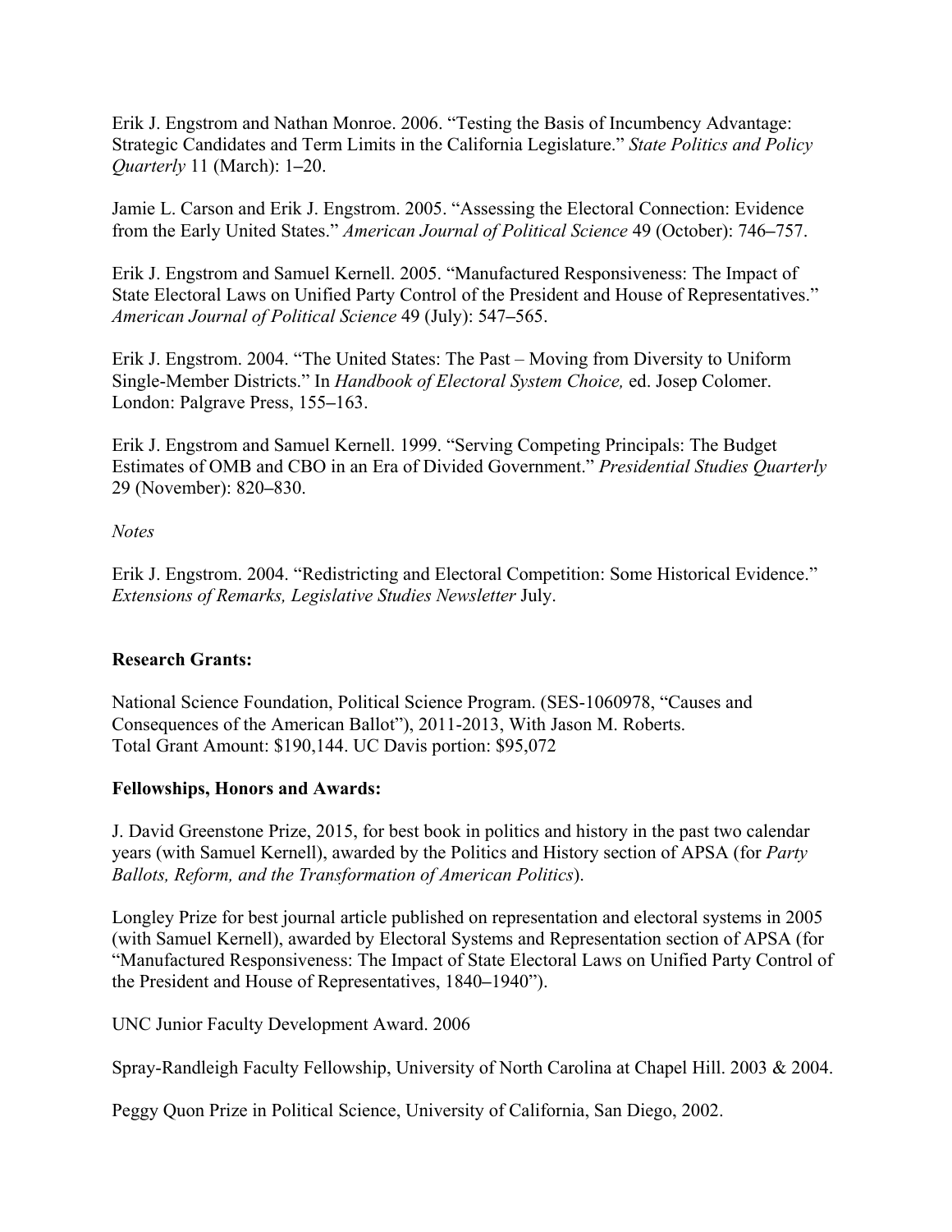Erik J. Engstrom and Nathan Monroe. 2006. "Testing the Basis of Incumbency Advantage: Strategic Candidates and Term Limits in the California Legislature." *State Politics and Policy Quarterly* 11 (March): 1–20.

Jamie L. Carson and Erik J. Engstrom. 2005. "Assessing the Electoral Connection: Evidence from the Early United States." *American Journal of Political Science* 49 (October): 746–757.

Erik J. Engstrom and Samuel Kernell. 2005. "Manufactured Responsiveness: The Impact of State Electoral Laws on Unified Party Control of the President and House of Representatives." *American Journal of Political Science* 49 (July): 547–565.

Erik J. Engstrom. 2004. "The United States: The Past – Moving from Diversity to Uniform Single-Member Districts." In *Handbook of Electoral System Choice,* ed. Josep Colomer. London: Palgrave Press, 155–163.

Erik J. Engstrom and Samuel Kernell. 1999. "Serving Competing Principals: The Budget Estimates of OMB and CBO in an Era of Divided Government." *Presidential Studies Quarterly* 29 (November): 820–830.

*Notes*

Erik J. Engstrom. 2004. "Redistricting and Electoral Competition: Some Historical Evidence." *Extensions of Remarks, Legislative Studies Newsletter* July.

**Research Grants:**

National Science Foundation, Political Science Program. (SES-1060978, "Causes and Consequences of the American Ballot"), 2011-2013, With Jason M. Roberts.
Total Grant Amount: $190,144. UC Davis portion: $95,072

**Fellowships, Honors and Awards:**

J. David Greenstone Prize, 2015, for best book in politics and history in the past two calendar years (with Samuel Kernell), awarded by the Politics and History section of APSA (for *Party Ballots, Reform, and the Transformation of American Politics*).

Longley Prize for best journal article published on representation and electoral systems in 2005 (with Samuel Kernell), awarded by Electoral Systems and Representation section of APSA (for "Manufactured Responsiveness: The Impact of State Electoral Laws on Unified Party Control of the President and House of Representatives, 1840–1940").

UNC Junior Faculty Development Award. 2006

Spray-Randleigh Faculty Fellowship, University of North Carolina at Chapel Hill. 2003 & 2004.

Peggy Quon Prize in Political Science, University of California, San Diego, 2002.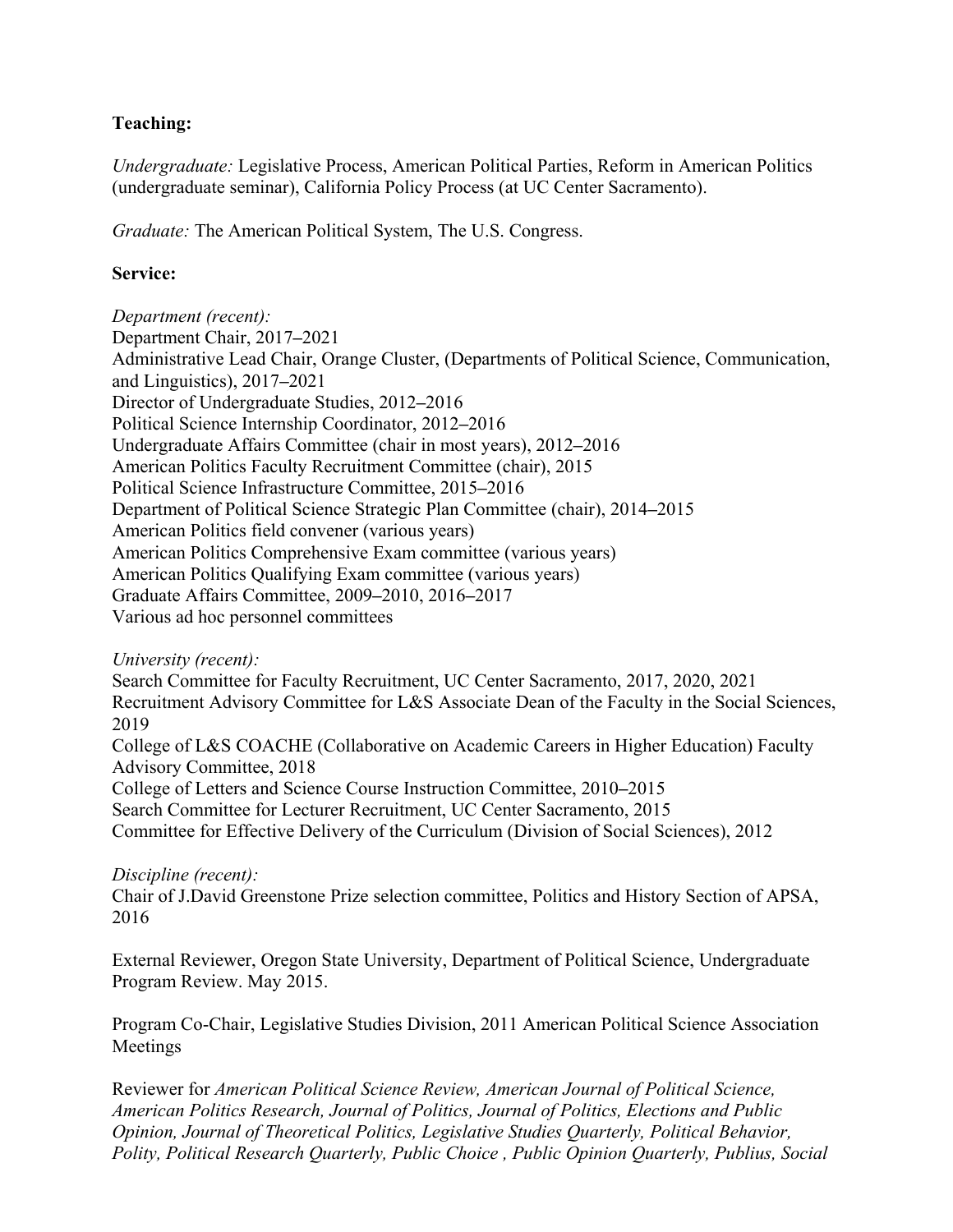**Teaching:**

*Undergraduate:* Legislative Process, American Political Parties, Reform in American Politics (undergraduate seminar), California Policy Process (at UC Center Sacramento).

*Graduate:* The American Political System, The U.S. Congress.

**Service:**

*Department (recent):*
Department Chair, 2017–2021
Administrative Lead Chair, Orange Cluster, (Departments of Political Science, Communication, and Linguistics), 2017–2021
Director of Undergraduate Studies, 2012–2016
Political Science Internship Coordinator, 2012–2016
Undergraduate Affairs Committee (chair in most years), 2012–2016
American Politics Faculty Recruitment Committee (chair), 2015
Political Science Infrastructure Committee, 2015–2016
Department of Political Science Strategic Plan Committee (chair), 2014–2015
American Politics field convener (various years)
American Politics Comprehensive Exam committee (various years)
American Politics Qualifying Exam committee (various years)
Graduate Affairs Committee, 2009–2010, 2016–2017
Various ad hoc personnel committees

*University (recent):*
Search Committee for Faculty Recruitment, UC Center Sacramento, 2017, 2020, 2021
Recruitment Advisory Committee for L&S Associate Dean of the Faculty in the Social Sciences, 2019
College of L&S COACHE (Collaborative on Academic Careers in Higher Education) Faculty Advisory Committee, 2018
College of Letters and Science Course Instruction Committee, 2010–2015
Search Committee for Lecturer Recruitment, UC Center Sacramento, 2015
Committee for Effective Delivery of the Curriculum (Division of Social Sciences), 2012

*Discipline (recent):*
Chair of J.David Greenstone Prize selection committee, Politics and History Section of APSA, 2016

External Reviewer, Oregon State University, Department of Political Science, Undergraduate Program Review. May 2015.

Program Co-Chair, Legislative Studies Division, 2011 American Political Science Association Meetings

Reviewer for *American Political Science Review, American Journal of Political Science, American Politics Research, Journal of Politics, Journal of Politics, Elections and Public Opinion, Journal of Theoretical Politics, Legislative Studies Quarterly, Political Behavior, Polity, Political Research Quarterly, Public Choice , Public Opinion Quarterly, Publius, Social*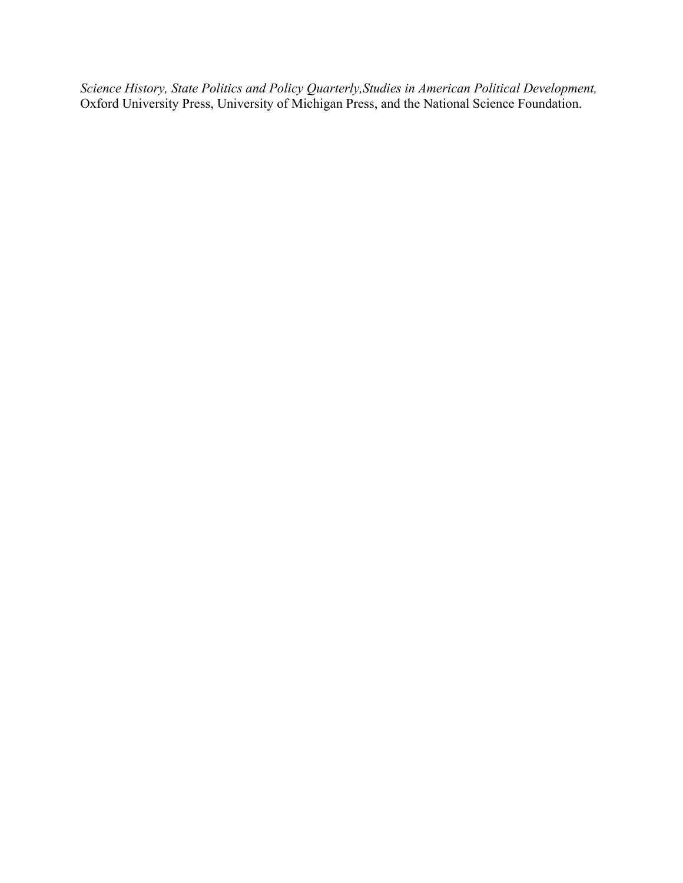*Science History, State Politics and Policy Quarterly,Studies in American Political Development,* Oxford University Press, University of Michigan Press, and the National Science Foundation.